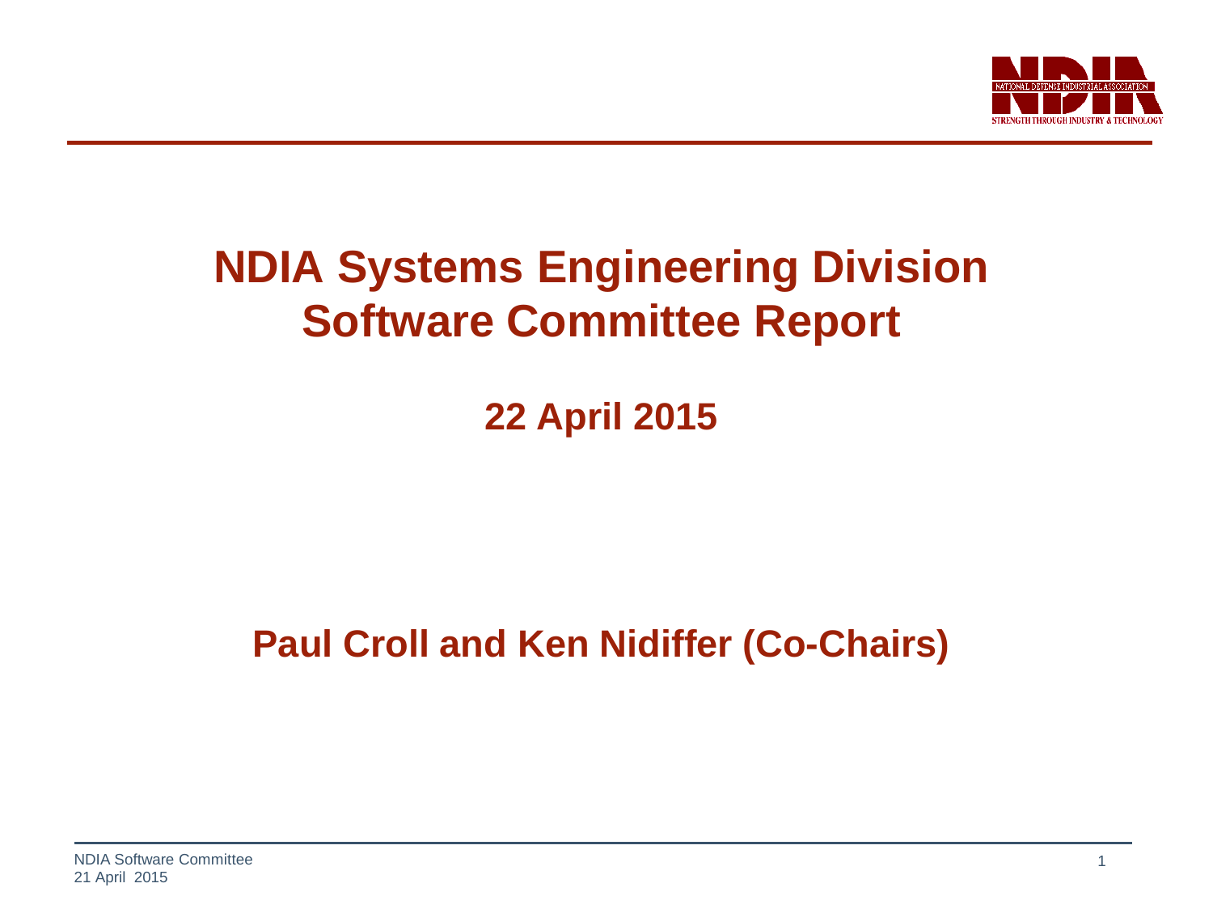# NDIA Systems Engineering Division Software Committee Report

## 22 April 2015

## Paul Croll and Ken Nidiffer (Co-Chairs)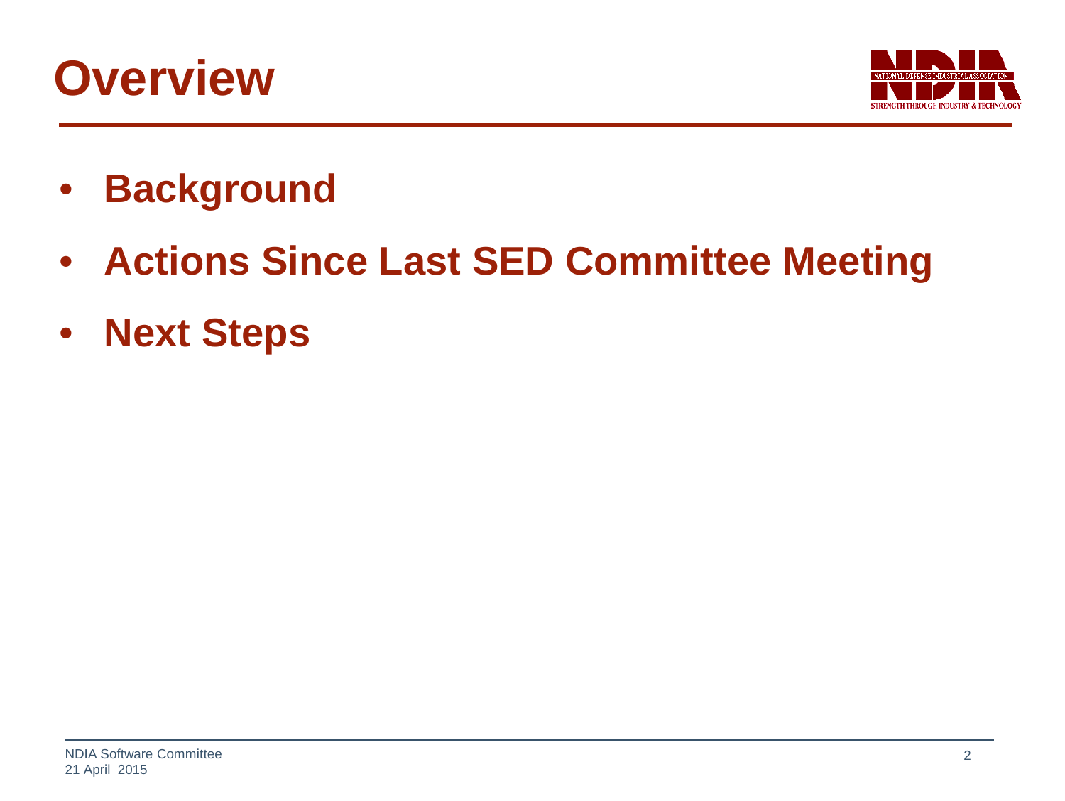# Overview

- **Background**
- **Actions Since Last SED Committee Meeting**
- **Next Steps**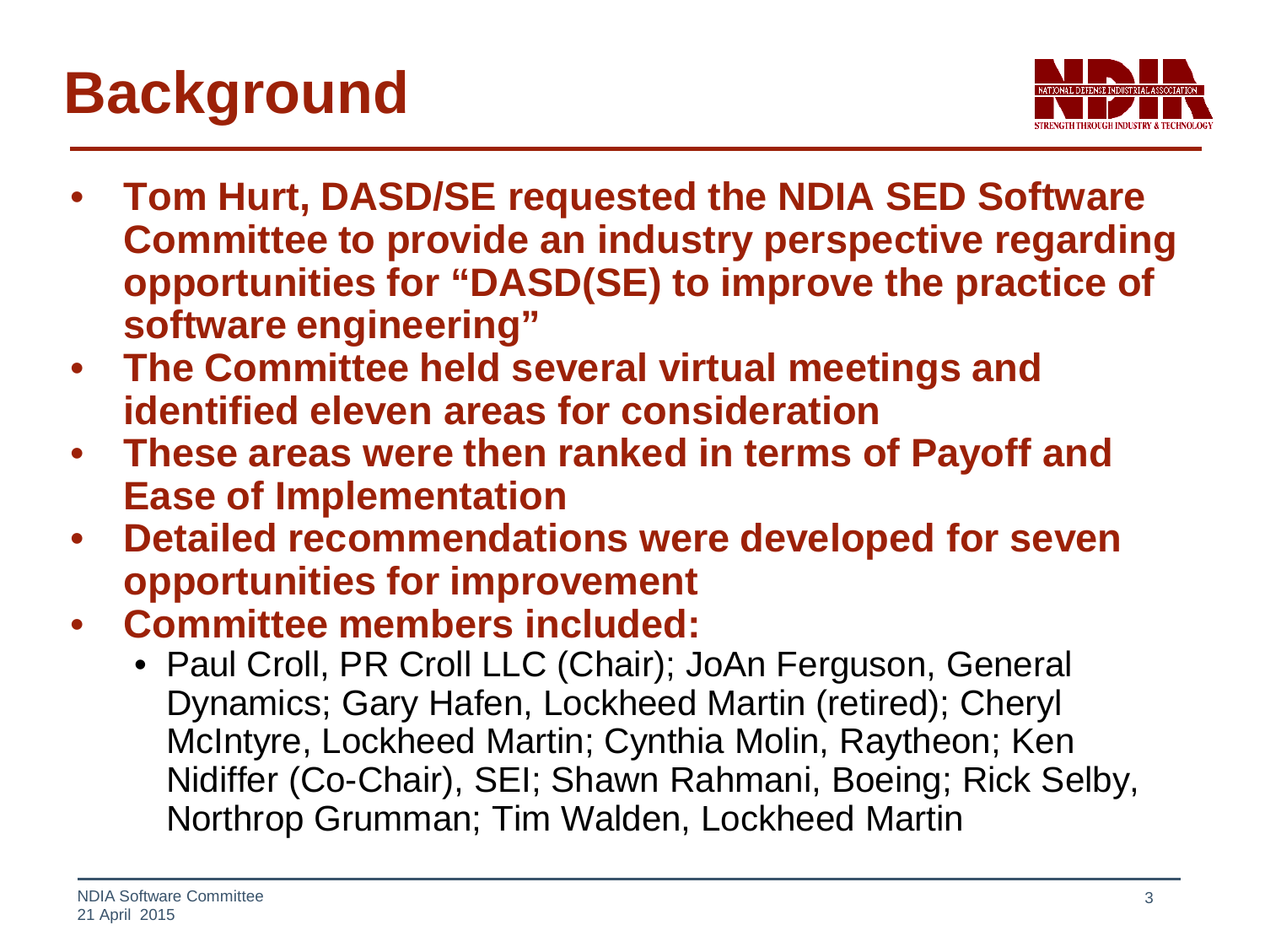# Background

- **Tom Hurt, DASD/SE requested the NDIA SED Software Committee to provide an industry perspective regarding opportunities for "DASD(SE) to improve the practice of software engineering"**
- **The Committee held several virtual meetings and identified eleven areas for consideration**
- **These areas were then ranked in terms of Payoff and Ease of Implementation**
- **Detailed recommendations were developed for seven opportunities for improvement**
- **Committee members included:**
  - Paul Croll, PR Croll LLC (Chair); JoAn Ferguson, General Dynamics; Gary Hafen, Lockheed Martin (retired); Cheryl McIntyre, Lockheed Martin; Cynthia Molin, Raytheon; Ken Nidiffer (Co-Chair), SEI; Shawn Rahmani, Boeing; Rick Selby, Northrop Grumman; Tim Walden, Lockheed Martin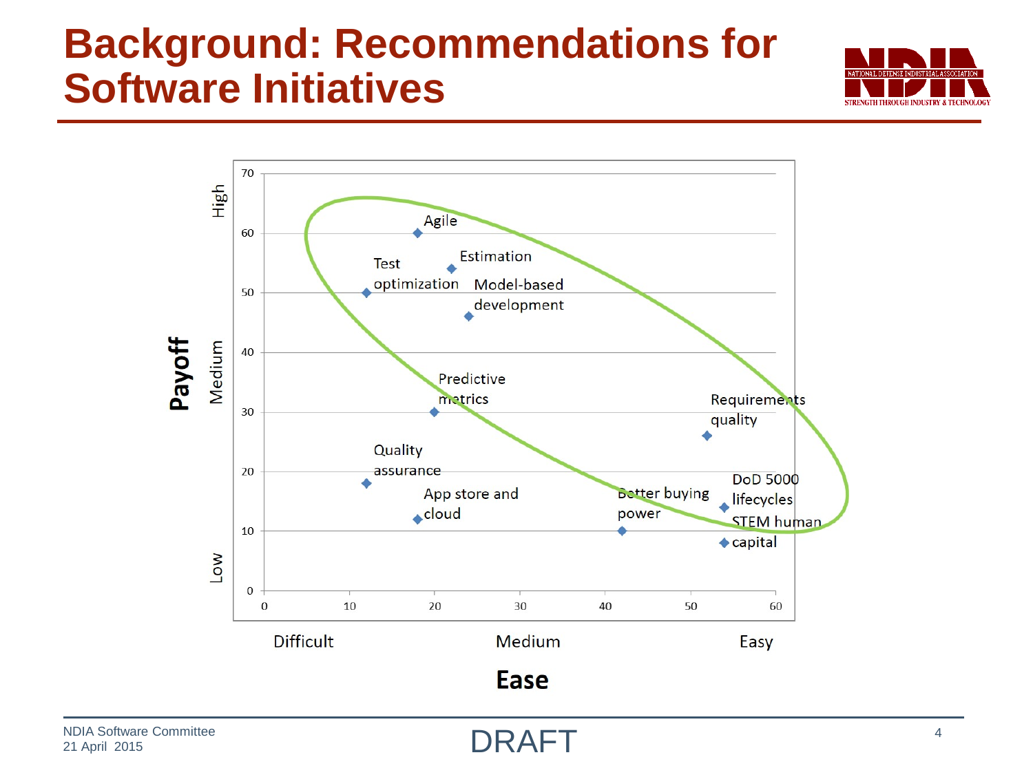# Background: Recommendations for Software Initiatives

| Initiative | Ease | Payoff |
| --- | --- | --- |
| Agile | 18 | 60 |
| Estimation | 22 | 54 |
| Test optimization | 12 | 50 |
| Model-based development | 24 | 46 |
| Predictive metrics | 20 | 30 |
| Requirements quality | 52 | 26 |
| Quality assurance | 12 | 18 |
| DoD 5000 lifecycles | 54 | 14 |
| App store and cloud | 18 | 12 |
| Better buying power | 42 | 10 |
| STEM human capital | 54 | 8 |

Payoff: Low – Medium – High

Ease: Difficult – Medium – Easy

NDIA Software Committee
21 April 2015

DRAFT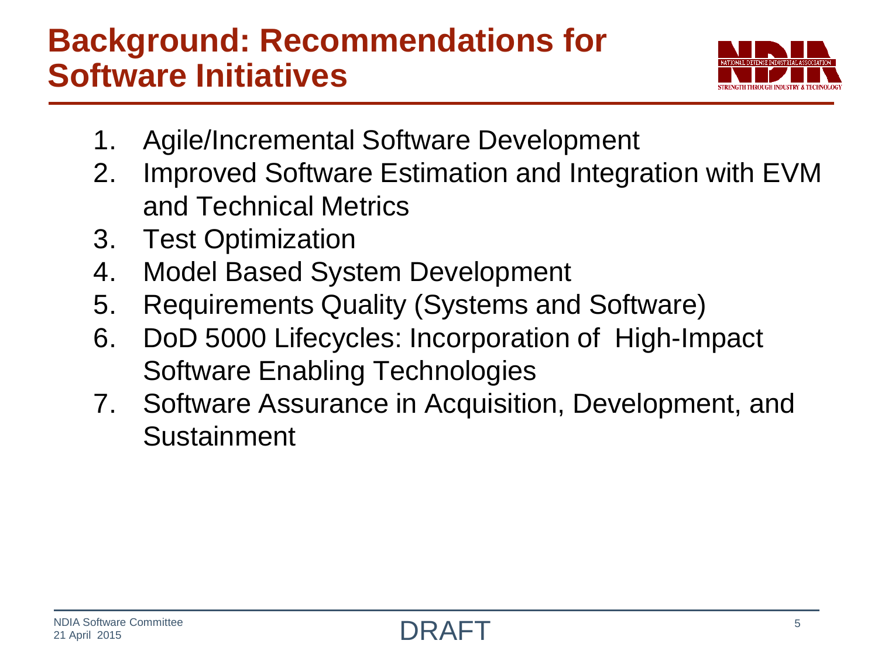# Background: Recommendations for Software Initiatives

1. Agile/Incremental Software Development
2. Improved Software Estimation and Integration with EVM and Technical Metrics
3. Test Optimization
4. Model Based System Development
5. Requirements Quality (Systems and Software)
6. DoD 5000 Lifecycles: Incorporation of High-Impact Software Enabling Technologies
7. Software Assurance in Acquisition, Development, and Sustainment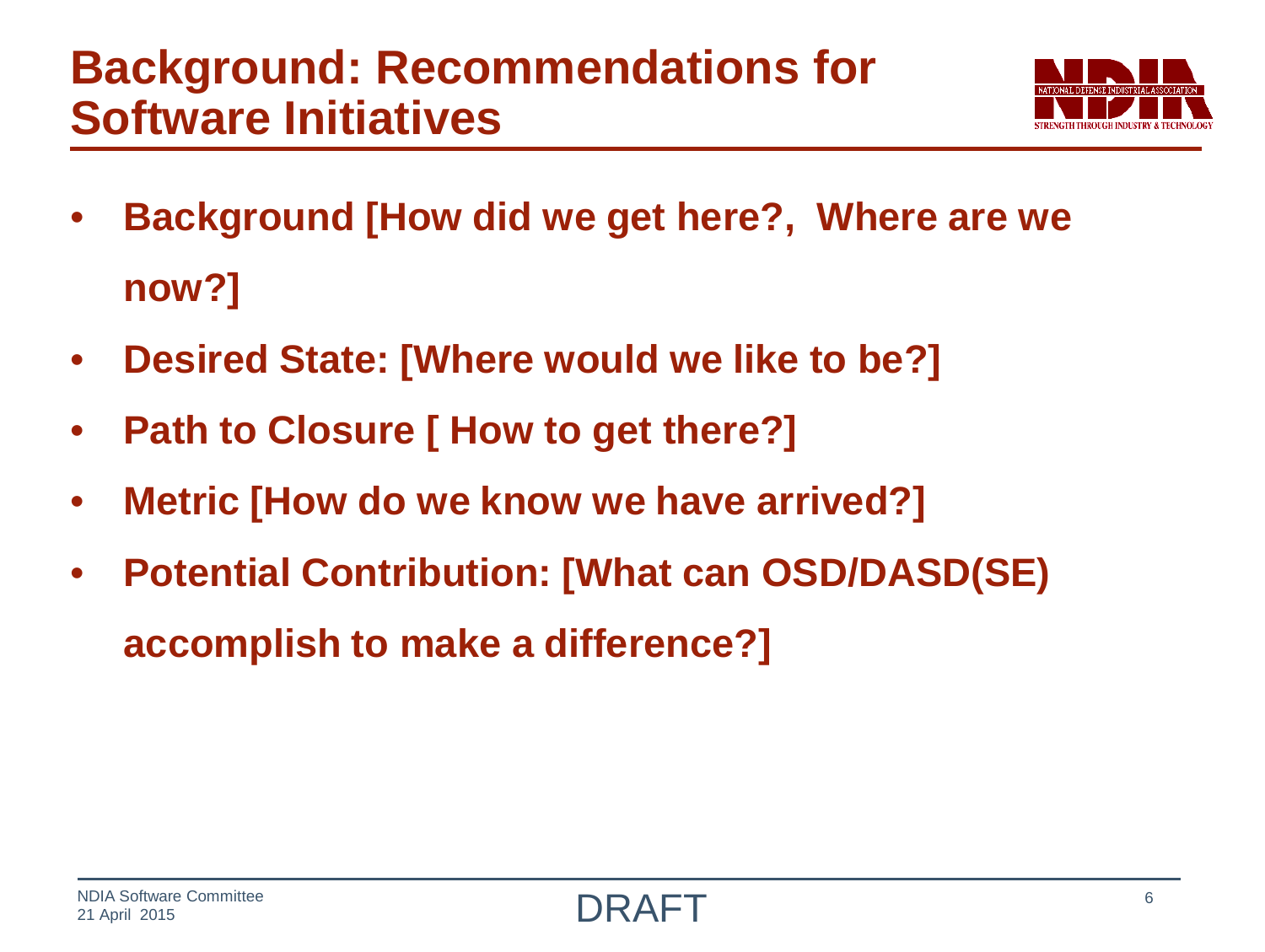# Background: Recommendations for Software Initiatives

- **Background [How did we get here?, Where are we now?]**
- **Desired State: [Where would we like to be?]**
- **Path to Closure [ How to get there?]**
- **Metric [How do we know we have arrived?]**
- **Potential Contribution: [What can OSD/DASD(SE) accomplish to make a difference?]**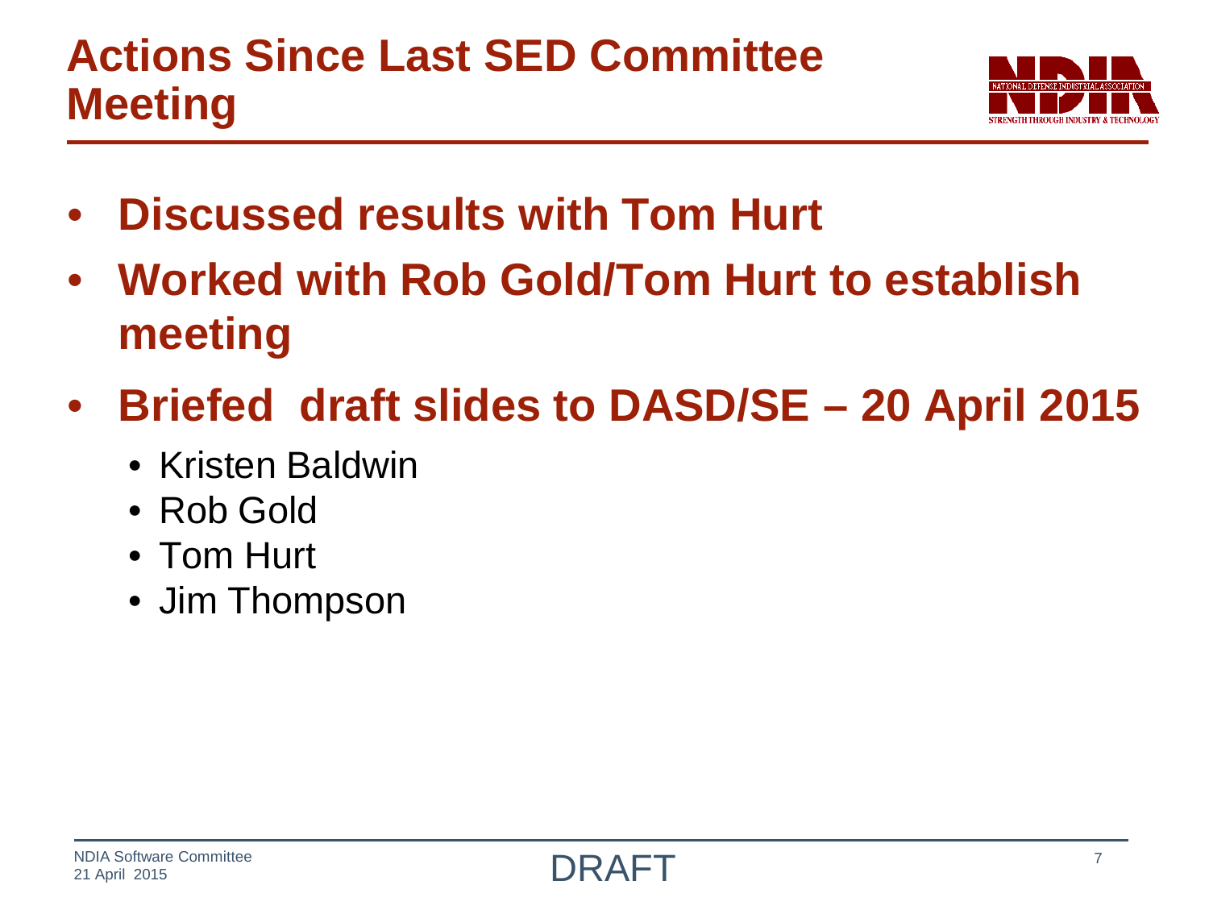# Actions Since Last SED Committee Meeting

- **Discussed results with Tom Hurt**
- **Worked with Rob Gold/Tom Hurt to establish meeting**
- **Briefed draft slides to DASD/SE – 20 April 2015**
  - Kristen Baldwin
  - Rob Gold
  - Tom Hurt
  - Jim Thompson

DRAFT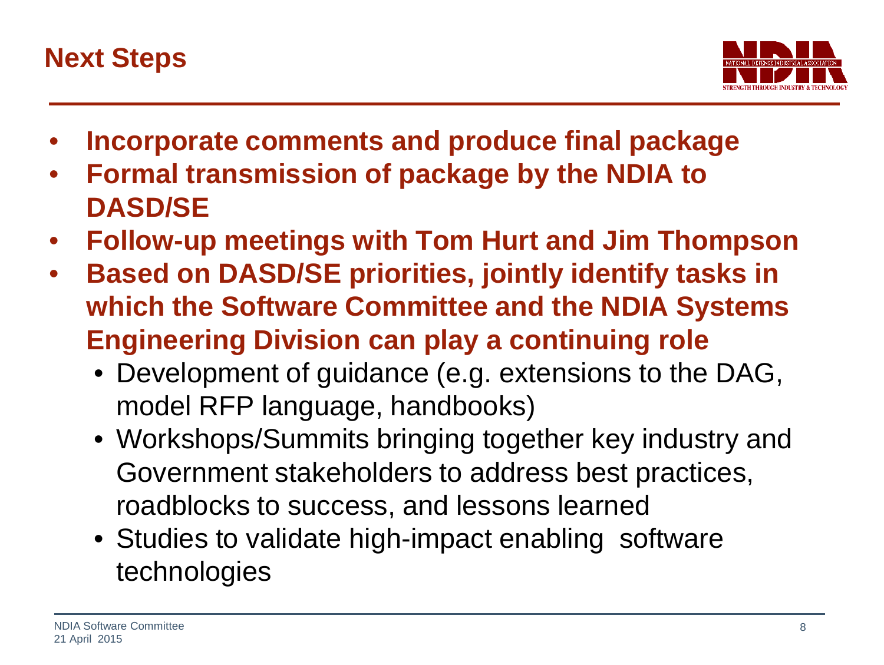# Next Steps

- **Incorporate comments and produce final package**
- **Formal transmission of package by the NDIA to DASD/SE**
- **Follow-up meetings with Tom Hurt and Jim Thompson**
- **Based on DASD/SE priorities, jointly identify tasks in which the Software Committee and the NDIA Systems Engineering Division can play a continuing role**
  - Development of guidance (e.g. extensions to the DAG, model RFP language, handbooks)
  - Workshops/Summits bringing together key industry and Government stakeholders to address best practices, roadblocks to success, and lessons learned
  - Studies to validate high-impact enabling software technologies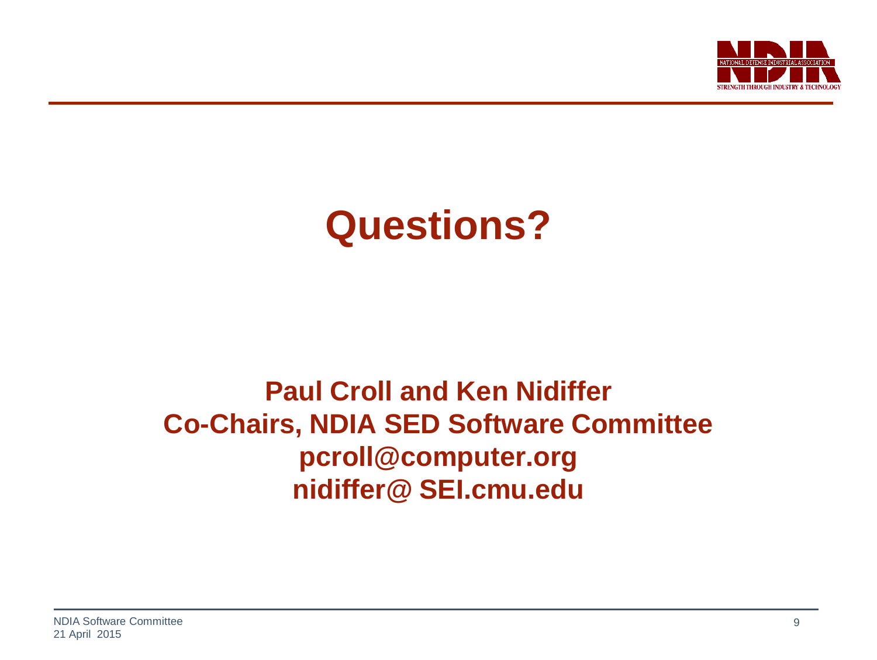# Questions?

**Paul Croll and Ken Nidiffer**
**Co-Chairs, NDIA SED Software Committee**
**pcroll@computer.org**
**nidiffer@ SEI.cmu.edu**